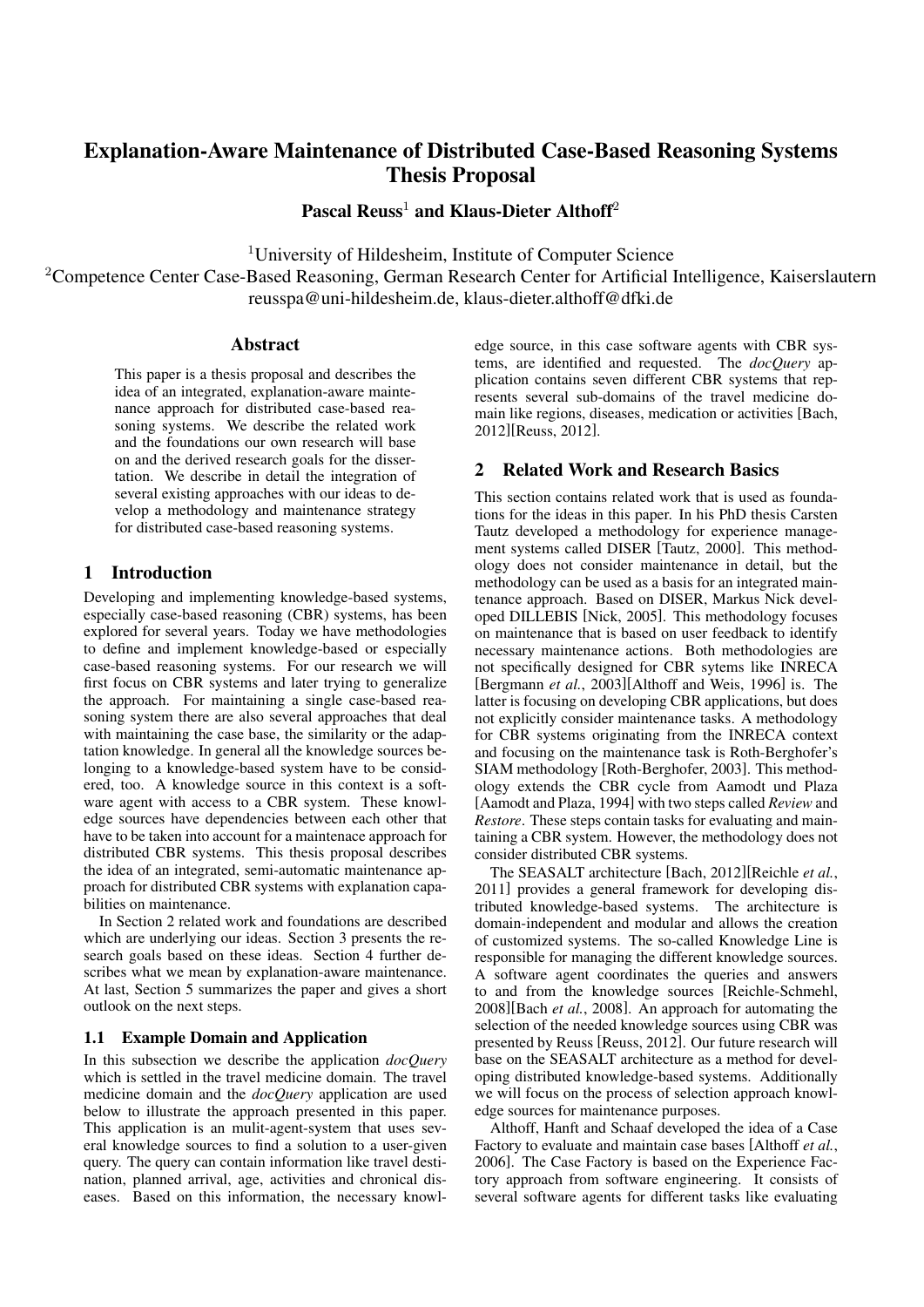# Explanation-Aware Maintenance of Distributed Case-Based Reasoning Systems Thesis Proposal

**Pascal Reuss[1] and Klaus-Dieter Althoff[2]**

[1]University of Hildesheim, Institute of Computer Science
[2]Competence Center Case-Based Reasoning, German Research Center for Artificial Intelligence, Kaiserslautern
reusspa@uni-hildesheim.de, klaus-dieter.althoff@dfki.de

## Abstract

This paper is a thesis proposal and describes the idea of an integrated, explanation-aware maintenance approach for distributed case-based reasoning systems. We describe the related work and the foundations our own research will base on and the derived research goals for the dissertation. We describe in detail the integration of several existing approaches with our ideas to develop a methodology and maintenance strategy for distributed case-based reasoning systems.

## 1 Introduction

Developing and implementing knowledge-based systems, especially case-based reasoning (CBR) systems, has been explored for several years. Today we have methodologies to define and implement knowledge-based or especially case-based reasoning systems. For our research we will first focus on CBR systems and later trying to generalize the approach. For maintaining a single case-based reasoning system there are also several approaches that deal with maintaining the case base, the similarity or the adaptation knowledge. In general all the knowledge sources belonging to a knowledge-based system have to be considered, too. A knowledge source in this context is a software agent with access to a CBR system. These knowledge sources have dependencies between each other that have to be taken into account for a maintenace approach for distributed CBR systems. This thesis proposal describes the idea of an integrated, semi-automatic maintenance approach for distributed CBR systems with explanation capabilities on maintenance.

In Section 2 related work and foundations are described which are underlying our ideas. Section 3 presents the research goals based on these ideas. Section 4 further describes what we mean by explanation-aware maintenance. At last, Section 5 summarizes the paper and gives a short outlook on the next steps.

### 1.1 Example Domain and Application

In this subsection we describe the application *docQuery* which is settled in the travel medicine domain. The travel medicine domain and the *docQuery* application are used below to illustrate the approach presented in this paper. This application is an mulit-agent-system that uses several knowledge sources to find a solution to a user-given query. The query can contain information like travel destination, planned arrival, age, activities and chronical diseases. Based on this information, the necessary knowledge source, in this case software agents with CBR systems, are identified and requested. The *docQuery* application contains seven different CBR systems that represents several sub-domains of the travel medicine domain like regions, diseases, medication or activities [Bach, 2012][Reuss, 2012].

## 2 Related Work and Research Basics

This section contains related work that is used as foundations for the ideas in this paper. In his PhD thesis Carsten Tautz developed a methodology for experience management systems called DISER [Tautz, 2000]. This methodology does not consider maintenance in detail, but the methodology can be used as a basis for an integrated maintenance approach. Based on DISER, Markus Nick developed DILLEBIS [Nick, 2005]. This methodology focuses on maintenance that is based on user feedback to identify necessary maintenance actions. Both methodologies are not specifically designed for CBR sytems like INRECA [Bergmann *et al.*, 2003][Althoff and Weis, 1996] is. The latter is focusing on developing CBR applications, but does not explicitly consider maintenance tasks. A methodology for CBR systems originating from the INRECA context and focusing on the maintenance task is Roth-Berghofer's SIAM methodology [Roth-Berghofer, 2003]. This methodology extends the CBR cycle from Aamodt und Plaza [Aamodt and Plaza, 1994] with two steps called *Review* and *Restore*. These steps contain tasks for evaluating and maintaining a CBR system. However, the methodology does not consider distributed CBR systems.

The SEASALT architecture [Bach, 2012][Reichle *et al.*, 2011] provides a general framework for developing distributed knowledge-based systems. The architecture is domain-independent and modular and allows the creation of customized systems. The so-called Knowledge Line is responsible for managing the different knowledge sources. A software agent coordinates the queries and answers to and from the knowledge sources [Reichle-Schmehl, 2008][Bach *et al.*, 2008]. An approach for automating the selection of the needed knowledge sources using CBR was presented by Reuss [Reuss, 2012]. Our future research will base on the SEASALT architecture as a method for developing distributed knowledge-based systems. Additionally we will focus on the process of selection approach knowledge sources for maintenance purposes.

Althoff, Hanft and Schaaf developed the idea of a Case Factory to evaluate and maintain case bases [Althoff *et al.*, 2006]. The Case Factory is based on the Experience Factory approach from software engineering. It consists of several software agents for different tasks like evaluating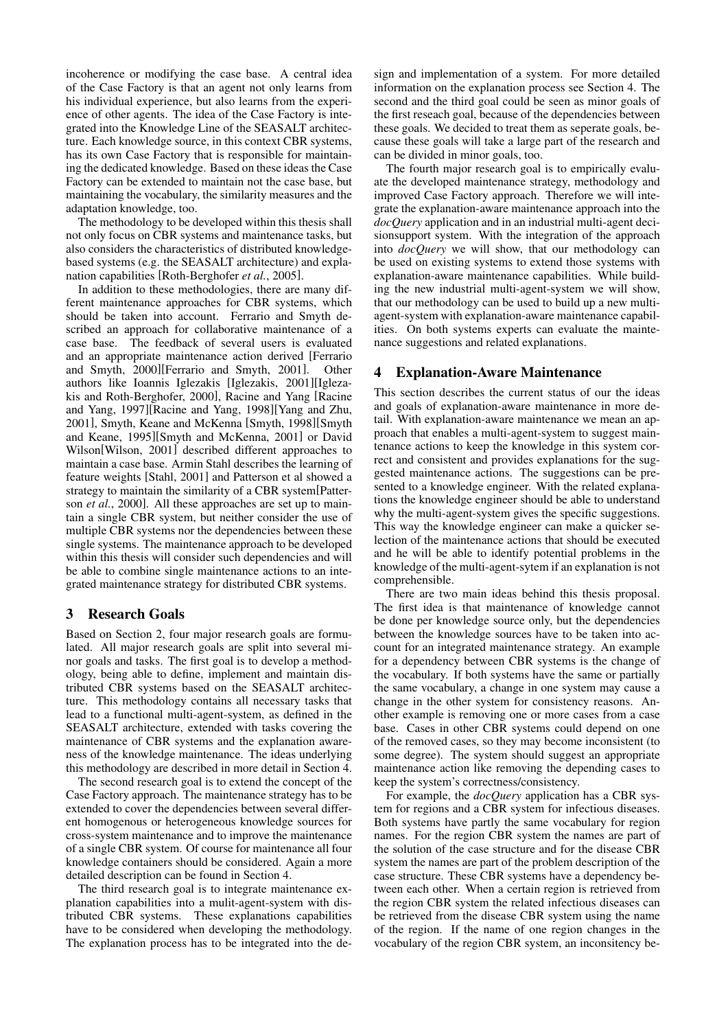incoherence or modifying the case base. A central idea of the Case Factory is that an agent not only learns from his individual experience, but also learns from the experience of other agents. The idea of the Case Factory is integrated into the Knowledge Line of the SEASALT architecture. Each knowledge source, in this context CBR systems, has its own Case Factory that is responsible for maintaining the dedicated knowledge. Based on these ideas the Case Factory can be extended to maintain not the case base, but maintaining the vocabulary, the similarity measures and the adaptation knowledge, too.

The methodology to be developed within this thesis shall not only focus on CBR systems and maintenance tasks, but also considers the characteristics of distributed knowledge-based systems (e.g. the SEASALT architecture) and explanation capabilities [Roth-Berghofer *et al.*, 2005].

In addition to these methodologies, there are many different maintenance approaches for CBR systems, which should be taken into account. Ferrario and Smyth described an approach for collaborative maintenance of a case base. The feedback of several users is evaluated and an appropriate maintenance action derived [Ferrario and Smyth, 2000][Ferrario and Smyth, 2001]. Other authors like Ioannis Iglezakis [Iglezakis, 2001][Iglezakis and Roth-Berghofer, 2000], Racine and Yang [Racine and Yang, 1997][Racine and Yang, 1998][Yang and Zhu, 2001], Smyth, Keane and McKenna [Smyth, 1998][Smyth and Keane, 1995][Smyth and McKenna, 2001] or David Wilson[Wilson, 2001] described different approaches to maintain a case base. Armin Stahl describes the learning of feature weights [Stahl, 2001] and Patterson et al showed a strategy to maintain the similarity of a CBR system[Patterson *et al.*, 2000]. All these approaches are set up to maintain a single CBR system, but neither consider the use of multiple CBR systems nor the dependencies between these single systems. The maintenance approach to be developed within this thesis will consider such dependencies and will be able to combine single maintenance actions to an integrated maintenance strategy for distributed CBR systems.

## 3 Research Goals

Based on Section 2, four major research goals are formulated. All major research goals are split into several minor goals and tasks. The first goal is to develop a methodology, being able to define, implement and maintain distributed CBR systems based on the SEASALT architecture. This methodology contains all necessary tasks that lead to a functional multi-agent-system, as defined in the SEASALT architecture, extended with tasks covering the maintenance of CBR systems and the explanation awareness of the knowledge maintenance. The ideas underlying this methodology are described in more detail in Section 4.

The second research goal is to extend the concept of the Case Factory approach. The maintenance strategy has to be extended to cover the dependencies between several different homogenous or heterogeneous knowledge sources for cross-system maintenance and to improve the maintenance of a single CBR system. Of course for maintenance all four knowledge containers should be considered. Again a more detailed description can be found in Section 4.

The third research goal is to integrate maintenance explanation capabilities into a mulit-agent-system with distributed CBR systems. These explanations capabilities have to be considered when developing the methodology. The explanation process has to be integrated into the design and implementation of a system. For more detailed information on the explanation process see Section 4. The second and the third goal could be seen as minor goals of the first reseach goal, because of the dependencies between these goals. We decided to treat them as seperate goals, because these goals will take a large part of the research and can be divided in minor goals, too.

The fourth major research goal is to empirically evaluate the developed maintenance strategy, methodology and improved Case Factory approach. Therefore we will integrate the explanation-aware maintenance approach into the *docQuery* application and in an industrial multi-agent decisionsupport system. With the integration of the approach into *docQuery* we will show, that our methodology can be used on existing systems to extend those systems with explanation-aware maintenance capabilities. While building the new industrial multi-agent-system we will show, that our methodology can be used to build up a new multi-agent-system with explanation-aware maintenance capabilities. On both systems experts can evaluate the maintenance suggestions and related explanations.

## 4 Explanation-Aware Maintenance

This section describes the current status of our the ideas and goals of explanation-aware maintenance in more detail. With explanation-aware maintenance we mean an approach that enables a multi-agent-system to suggest maintenance actions to keep the knowledge in this system correct and consistent and provides explanations for the suggested maintenance actions. The suggestions can be presented to a knowledge engineer. With the related explanations the knowledge engineer should be able to understand why the multi-agent-system gives the specific suggestions. This way the knowledge engineer can make a quicker selection of the maintenance actions that should be executed and he will be able to identify potential problems in the knowledge of the multi-agent-sytem if an explanation is not comprehensible.

There are two main ideas behind this thesis proposal. The first idea is that maintenance of knowledge cannot be done per knowledge source only, but the dependencies between the knowledge sources have to be taken into account for an integrated maintenance strategy. An example for a dependency between CBR systems is the change of the vocabulary. If both systems have the same or partially the same vocabulary, a change in one system may cause a change in the other system for consistency reasons. Another example is removing one or more cases from a case base. Cases in other CBR systems could depend on one of the removed cases, so they may become inconsistent (to some degree). The system should suggest an appropriate maintenance action like removing the depending cases to keep the system's correctness/consistency.

For example, the *docQuery* application has a CBR system for regions and a CBR system for infectious diseases. Both systems have partly the same vocabulary for region names. For the region CBR system the names are part of the solution of the case structure and for the disease CBR system the names are part of the problem description of the case structure. These CBR systems have a dependency between each other. When a certain region is retrieved from the region CBR system the related infectious diseases can be retrieved from the disease CBR system using the name of the region. If the name of one region changes in the vocabulary of the region CBR system, an inconsistency be-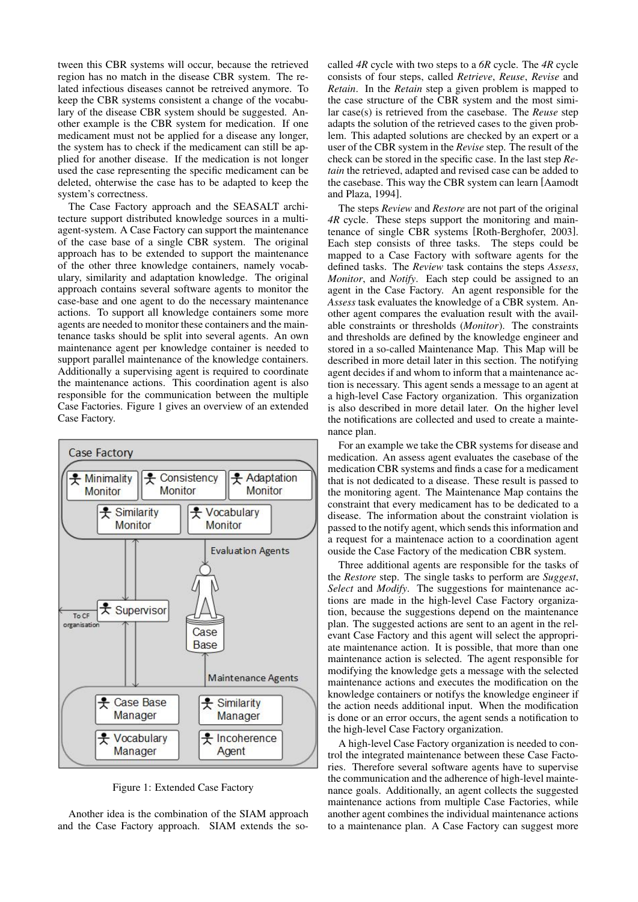tween this CBR systems will occur, because the retrieved region has no match in the disease CBR system. The related infectious diseases cannot be retreived anymore. To keep the CBR systems consistent a change of the vocabulary of the disease CBR system should be suggested. Another example is the CBR system for medication. If one medicament must not be applied for a disease any longer, the system has to check if the medicament can still be applied for another disease. If the medication is not longer used the case representing the specific medicament can be deleted, ohterwise the case has to be adapted to keep the system's correctness.

The Case Factory approach and the SEASALT architecture support distributed knowledge sources in a multi-agent-system. A Case Factory can support the maintenance of the case base of a single CBR system. The original approach has to be extended to support the maintenance of the other three knowledge containers, namely vocabulary, similarity and adaptation knowledge. The original approach contains several software agents to monitor the case-base and one agent to do the necessary maintenance actions. To support all knowledge containers some more agents are needed to monitor these containers and the maintenance tasks should be split into several agents. An own maintenance agent per knowledge container is needed to support parallel maintenance of the knowledge containers. Additionally a supervising agent is required to coordinate the maintenance actions. This coordination agent is also responsible for the communication between the multiple Case Factories. Figure 1 gives an overview of an extended Case Factory.

Figure 1: Extended Case Factory

Another idea is the combination of the SIAM approach and the Case Factory approach. SIAM extends the so-called *4R* cycle with two steps to a *6R* cycle. The *4R* cycle consists of four steps, called *Retrieve*, *Reuse*, *Revise* and *Retain*. In the *Retain* step a given problem is mapped to the case structure of the CBR system and the most similar case(s) is retrieved from the casebase. The *Reuse* step adapts the solution of the retrieved cases to the given problem. This adapted solutions are checked by an expert or a user of the CBR system in the *Revise* step. The result of the check can be stored in the specific case. In the last step *Retain* the retrieved, adapted and revised case can be added to the casebase. This way the CBR system can learn [Aamodt and Plaza, 1994].

The steps *Review* and *Restore* are not part of the original *4R* cycle. These steps support the monitoring and maintenance of single CBR systems [Roth-Berghofer, 2003]. Each step consists of three tasks. The steps could be mapped to a Case Factory with software agents for the defined tasks. The *Review* task contains the steps *Assess*, *Monitor*, and *Notify*. Each step could be assigned to an agent in the Case Factory. An agent responsible for the *Assess* task evaluates the knowledge of a CBR system. Another agent compares the evaluation result with the available constraints or thresholds (*Monitor*). The constraints and thresholds are defined by the knowledge engineer and stored in a so-called Maintenance Map. This Map will be described in more detail later in this section. The notifying agent decides if and whom to inform that a maintenance action is necessary. This agent sends a message to an agent at a high-level Case Factory organization. This organization is also described in more detail later. On the higher level the notifications are collected and used to create a maintenance plan.

For an example we take the CBR systems for disease and medication. An assess agent evaluates the casebase of the medication CBR systems and finds a case for a medicament that is not dedicated to a disease. These result is passed to the monitoring agent. The Maintenance Map contains the constraint that every medicament has to be dedicated to a disease. The information about the constraint violation is passed to the notify agent, which sends this information and a request for a maintenace action to a coordination agent ouside the Case Factory of the medication CBR system.

Three additional agents are responsible for the tasks of the *Restore* step. The single tasks to perform are *Suggest*, *Select* and *Modify*. The suggestions for maintenance actions are made in the high-level Case Factory organization, because the suggestions depend on the maintenance plan. The suggested actions are sent to an agent in the relevant Case Factory and this agent will select the appropriate maintenance action. It is possible, that more than one maintenance action is selected. The agent responsible for modifying the knowledge gets a message with the selected maintenance actions and executes the modification on the knowledge containers or notifys the knowledge engineer if the action needs additional input. When the modification is done or an error occurs, the agent sends a notification to the high-level Case Factory organization.

A high-level Case Factory organization is needed to control the integrated maintenance between these Case Factories. Therefore several software agents have to supervise the communication and the adherence of high-level maintenance goals. Additionally, an agent collects the suggested maintenance actions from multiple Case Factories, while another agent combines the individual maintenance actions to a maintenance plan. A Case Factory can suggest more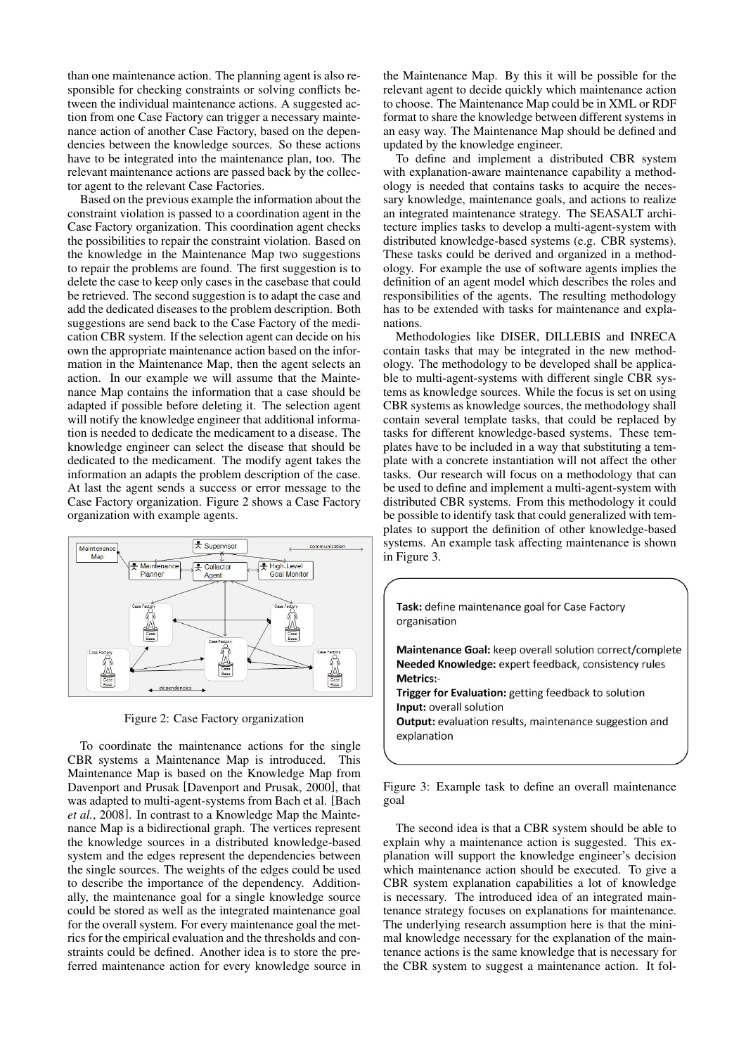than one maintenance action. The planning agent is also responsible for checking constraints or solving conflicts between the individual maintenance actions. A suggested action from one Case Factory can trigger a necessary maintenance action of another Case Factory, based on the dependencies between the knowledge sources. So these actions have to be integrated into the maintenance plan, too. The relevant maintenance actions are passed back by the collector agent to the relevant Case Factories.

Based on the previous example the information about the constraint violation is passed to a coordination agent in the Case Factory organization. This coordination agent checks the possibilities to repair the constraint violation. Based on the knowledge in the Maintenance Map two suggestions to repair the problems are found. The first suggestion is to delete the case to keep only cases in the casebase that could be retrieved. The second suggestion is to adapt the case and add the dedicated diseases to the problem description. Both suggestions are send back to the Case Factory of the medication CBR system. If the selection agent can decide on his own the appropriate maintenance action based on the information in the Maintenance Map, then the agent selects an action. In our example we will assume that the Maintenance Map contains the information that a case should be adapted if possible before deleting it. The selection agent will notify the knowledge engineer that additional information is needed to dedicate the medicament to a disease. The knowledge engineer can select the disease that should be dedicated to the medicament. The modify agent takes the information an adapts the problem description of the case. At last the agent sends a success or error message to the Case Factory organization. Figure 2 shows a Case Factory organization with example agents.

Figure 2: Case Factory organization

To coordinate the maintenance actions for the single CBR systems a Maintenance Map is introduced. This Maintenance Map is based on the Knowledge Map from Davenport and Prusak [Davenport and Prusak, 2000], that was adapted to multi-agent-systems from Bach et al. [Bach *et al.*, 2008]. In contrast to a Knowledge Map the Maintenance Map is a bidirectional graph. The vertices represent the knowledge sources in a distributed knowledge-based system and the edges represent the dependencies between the single sources. The weights of the edges could be used to describe the importance of the dependency. Additionally, the maintenance goal for a single knowledge source could be stored as well as the integrated maintenance goal for the overall system. For every maintenance goal the metrics for the empirical evaluation and the thresholds and constraints could be defined. Another idea is to store the preferred maintenance action for every knowledge source in the Maintenance Map. By this it will be possible for the relevant agent to decide quickly which maintenance action to choose. The Maintenance Map could be in XML or RDF format to share the knowledge between different systems in an easy way. The Maintenance Map should be defined and updated by the knowledge engineer.

To define and implement a distributed CBR system with explanation-aware maintenance capability a methodology is needed that contains tasks to acquire the necessary knowledge, maintenance goals, and actions to realize an integrated maintenance strategy. The SEASALT architecture implies tasks to develop a multi-agent-system with distributed knowledge-based systems (e.g. CBR systems). These tasks could be derived and organized in a methodology. For example the use of software agents implies the definition of an agent model which describes the roles and responsibilities of the agents. The resulting methodology has to be extended with tasks for maintenance and explanations.

Methodologies like DISER, DILLEBIS and INRECA contain tasks that may be integrated in the new methodology. The methodology to be developed shall be applicable to multi-agent-systems with different single CBR systems as knowledge sources. While the focus is set on using CBR systems as knowledge sources, the methodology shall contain several template tasks, that could be replaced by tasks for different knowledge-based systems. These templates have to be included in a way that substituting a template with a concrete instantiation will not affect the other tasks. Our research will focus on a methodology that can be used to define and implement a multi-agent-system with distributed CBR systems. From this methodology it could be possible to identify task that could generalized with templates to support the definition of other knowledge-based systems. An example task affecting maintenance is shown in Figure 3.

**Task:** define maintenance goal for Case Factory organisation

**Maintenance Goal:** keep overall solution correct/complete
**Needed Knowledge:** expert feedback, consistency rules
**Metrics:**-
**Trigger for Evaluation:** getting feedback to solution
**Input:** overall solution
**Output:** evaluation results, maintenance suggestion and explanation

Figure 3: Example task to define an overall maintenance goal

The second idea is that a CBR system should be able to explain why a maintenance action is suggested. This explanation will support the knowledge engineer's decision which maintenance action should be executed. To give a CBR system explanation capabilities a lot of knowledge is necessary. The introduced idea of an integrated maintenance strategy focuses on explanations for maintenance. The underlying research assumption here is that the minimal knowledge necessary for the explanation of the maintenance actions is the same knowledge that is necessary for the CBR system to suggest a maintenance action. It fol-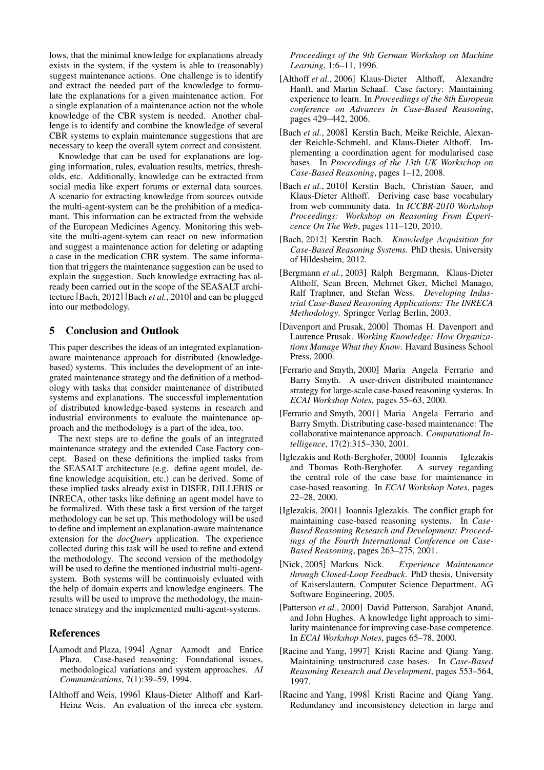lows, that the minimal knowledge for explanations already exists in the system, if the system is able to (reasonably) suggest maintenance actions. One challenge is to identify and extract the needed part of the knowledge to formulate the explanations for a given maintenance action. For a single explanation of a maintenance action not the whole knowledge of the CBR system is needed. Another challenge is to identify and combine the knowledge of several CBR systems to explain maintenance suggestions that are necessary to keep the overall sytem correct and consistent.

Knowledge that can be used for explanations are logging information, rules, evaluation results, metrics, thresholds, etc. Additionally, knowledge can be extracted from social media like expert forums or external data sources. A scenario for extracting knowledge from sources outside the multi-agent-system can be the prohibition of a medicamant. This information can be extracted from the webside of the European Medicines Agency. Monitoring this website the multi-agent-sytem can react on new information and suggest a maintenance action for deleting or adapting a case in the medication CBR system. The same information that triggers the maintenance suggestion can be used to explain the suggestion. Such knowledge extracting has already been carried out in the scope of the SEASALT architecture [Bach, 2012] [Bach *et al.*, 2010] and can be plugged into our methodology.

## 5 Conclusion and Outlook

This paper describes the ideas of an integrated explanation-aware maintenance approach for distributed (knowledge-based) systems. This includes the development of an integrated maintenance strategy and the definition of a methodology with tasks that consider maintenance of distributed systems and explanations. The successful implementation of distributed knowledge-based systems in research and industrial environments to evaluate the maintenance approach and the methodology is a part of the idea, too.

The next steps are to define the goals of an integrated maintenance strategy and the extended Case Factory concept. Based on these definitions the implied tasks from the SEASALT architecture (e.g. define agent model, define knowledge acquisition, etc.) can be derived. Some of these implied tasks already exist in DISER, DILLEBIS or INRECA, other tasks like defining an agent model have to be formalized. With these task a first version of the target methodology can be set up. This methodology will be used to define and implement an explanation-aware maintenance extension for the *docQuery* application. The experience collected during this task will be used to refine and extend the methodology. The second version of the methodolgy will be used to define the mentioned industrial multi-agent-system. Both systems will be continuoisly evluated with the help of domain experts and knowledge engineers. The results will be used to improve the methodology, the maintenace strategy and the implemented multi-agent-systems.

## References

[Aamodt and Plaza, 1994] Agnar Aamodt and Enrice Plaza. Case-based reasoning: Foundational issues, methodological variations and system approaches. *AI Communications*, 7(1):39–59, 1994.

[Althoff and Weis, 1996] Klaus-Dieter Althoff and Karl-Heinz Weis. An evaluation of the inreca cbr system. *Proceedings of the 9th German Workshop on Machine Learning*, 1:6–11, 1996.

[Althoff *et al.*, 2006] Klaus-Dieter Althoff, Alexandre Hanft, and Martin Schaaf. Case factory: Maintaining experience to learn. In *Proceedings of the 8th European conference on Advances in Case-Based Reasoning*, pages 429–442, 2006.

[Bach *et al.*, 2008] Kerstin Bach, Meike Reichle, Alexander Reichle-Schmehl, and Klaus-Dieter Althoff. Implementing a coordination agent for modularised case bases. In *Proceedings of the 13th UK Workschop on Case-Based Reasoning*, pages 1–12, 2008.

[Bach *et al.*, 2010] Kerstin Bach, Christian Sauer, and Klaus-Dieter Althoff. Deriving case base vocabulary from web community data. In *ICCBR-2010 Workshop Proceedings: Workshop on Reasoning From Experience On The Web*, pages 111–120, 2010.

[Bach, 2012] Kerstin Bach. *Knowledge Acquisition for Case-Based Reasoning Systems.* PhD thesis, University of Hildesheim, 2012.

[Bergmann *et al.*, 2003] Ralph Bergmann, Klaus-Dieter Althoff, Sean Breen, Mehmet Gker, Michel Manago, Ralf Traphner, and Stefan Wess. *Developing Industrial Case-Based Reasoning Applications: The INRECA Methodology*. Springer Verlag Berlin, 2003.

[Davenport and Prusak, 2000] Thomas H. Davenport and Laurence Prusak. *Working Knowledge: How Organizations Manage What they Know*. Havard Business School Press, 2000.

[Ferrario and Smyth, 2000] Maria Angela Ferrario and Barry Smyth. A user-driven distributed maintenance strategy for large-scale case-based reasoning systems. In *ECAI Workshop Notes*, pages 55–63, 2000.

[Ferrario and Smyth, 2001] Maria Angela Ferrario and Barry Smyth. Distributing case-based maintenance: The collaborative maintenance approach. *Computational Intelligence*, 17(2):315–330, 2001.

[Iglezakis and Roth-Berghofer, 2000] Ioannis Iglezakis and Thomas Roth-Berghofer. A survey regarding the central role of the case base for maintenance in case-based reasoning. In *ECAI Workshop Notes*, pages 22–28, 2000.

[Iglezakis, 2001] Ioannis Iglezakis. The conflict graph for maintaining case-based reasoning systems. In *Case-Based Reasoning Research and Development: Proceedings of the Fourth International Conference on Case-Based Reasoning*, pages 263–275, 2001.

[Nick, 2005] Markus Nick. *Experience Maintenance through Closed-Loop Feedback*. PhD thesis, University of Kaiserslautern, Computer Science Department, AG Software Engineering, 2005.

[Patterson *et al.*, 2000] David Patterson, Sarabjot Anand, and John Hughes. A knowledge light approach to similarity maintenance for improving case-base competence. In *ECAI Workshop Notes*, pages 65–78, 2000.

[Racine and Yang, 1997] Kristi Racine and Qiang Yang. Maintaining unstructured case bases. In *Case-Based Reasoning Research and Development*, pages 553–564, 1997.

[Racine and Yang, 1998] Kristi Racine and Qiang Yang. Redundancy and inconsistency detection in large and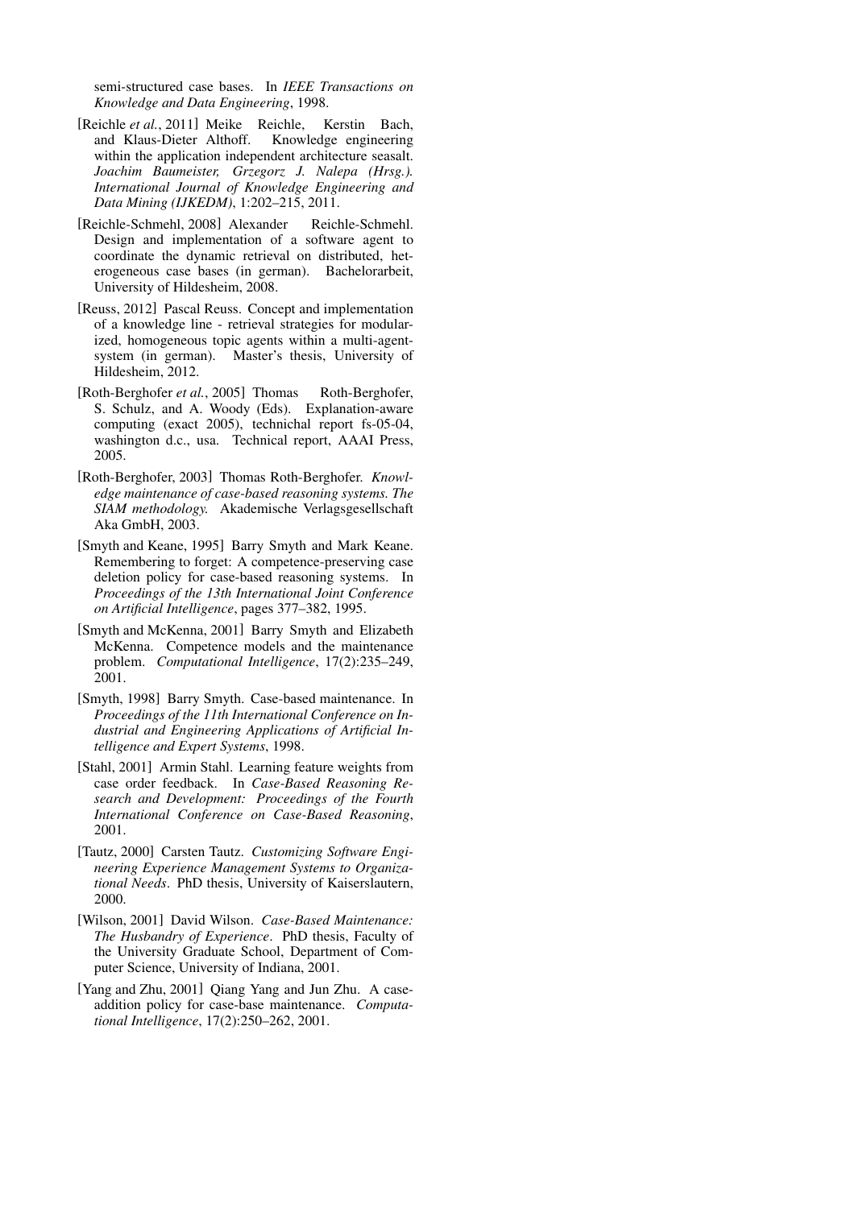semi-structured case bases. In *IEEE Transactions on Knowledge and Data Engineering*, 1998.

[Reichle *et al.*, 2011] Meike Reichle, Kerstin Bach, and Klaus-Dieter Althoff. Knowledge engineering within the application independent architecture seasalt. *Joachim Baumeister, Grzegorz J. Nalepa (Hrsg.). International Journal of Knowledge Engineering and Data Mining (IJKEDM)*, 1:202–215, 2011.

[Reichle-Schmehl, 2008] Alexander Reichle-Schmehl. Design and implementation of a software agent to coordinate the dynamic retrieval on distributed, heterogeneous case bases (in german). Bachelorarbeit, University of Hildesheim, 2008.

[Reuss, 2012] Pascal Reuss. Concept and implementation of a knowledge line - retrieval strategies for modularized, homogeneous topic agents within a multi-agent-system (in german). Master's thesis, University of Hildesheim, 2012.

[Roth-Berghofer *et al.*, 2005] Thomas Roth-Berghofer, S. Schulz, and A. Woody (Eds). Explanation-aware computing (exact 2005), technichal report fs-05-04, washington d.c., usa. Technical report, AAAI Press, 2005.

[Roth-Berghofer, 2003] Thomas Roth-Berghofer. *Knowledge maintenance of case-based reasoning systems. The SIAM methodology.* Akademische Verlagsgesellschaft Aka GmbH, 2003.

[Smyth and Keane, 1995] Barry Smyth and Mark Keane. Remembering to forget: A competence-preserving case deletion policy for case-based reasoning systems. In *Proceedings of the 13th International Joint Conference on Artificial Intelligence*, pages 377–382, 1995.

[Smyth and McKenna, 2001] Barry Smyth and Elizabeth McKenna. Competence models and the maintenance problem. *Computational Intelligence*, 17(2):235–249, 2001.

[Smyth, 1998] Barry Smyth. Case-based maintenance. In *Proceedings of the 11th International Conference on Industrial and Engineering Applications of Artificial Intelligence and Expert Systems*, 1998.

[Stahl, 2001] Armin Stahl. Learning feature weights from case order feedback. In *Case-Based Reasoning Research and Development: Proceedings of the Fourth International Conference on Case-Based Reasoning*, 2001.

[Tautz, 2000] Carsten Tautz. *Customizing Software Engineering Experience Management Systems to Organizational Needs*. PhD thesis, University of Kaiserslautern, 2000.

[Wilson, 2001] David Wilson. *Case-Based Maintenance: The Husbandry of Experience*. PhD thesis, Faculty of the University Graduate School, Department of Computer Science, University of Indiana, 2001.

[Yang and Zhu, 2001] Qiang Yang and Jun Zhu. A case-addition policy for case-base maintenance. *Computational Intelligence*, 17(2):250–262, 2001.